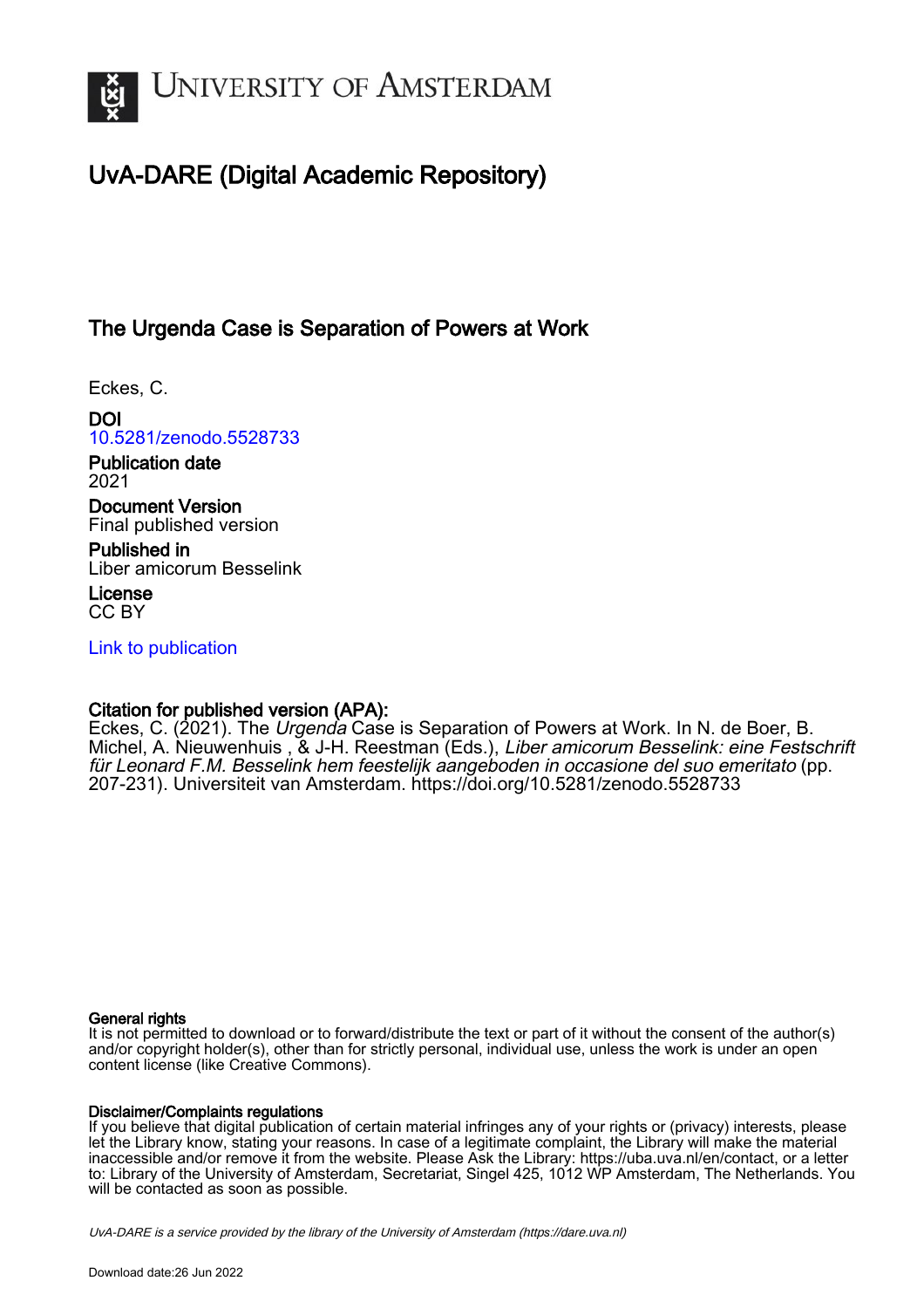UNIVERSITY OF AMSTERDAM

# UvA-DARE (Digital Academic Repository)

## The Urgenda Case is Separation of Powers at Work

Eckes, C.

**DOI**
[10.5281/zenodo.5528733](https://doi.org/10.5281/zenodo.5528733)

**Publication date**
2021

**Document Version**
Final published version

**Published in**
Liber amicorum Besselink

**License**
CC BY

[Link to publication](#)

**Citation for published version (APA):**
Eckes, C. (2021). The *Urgenda* Case is Separation of Powers at Work. In N. de Boer, B. Michel, A. Nieuwenhuis , & J-H. Reestman (Eds.), *Liber amicorum Besselink: eine Festschrift für Leonard F.M. Besselink hem feestelijk aangeboden in occasione del suo emeritato* (pp. 207-231). Universiteit van Amsterdam. https://doi.org/10.5281/zenodo.5528733

**General rights**
It is not permitted to download or to forward/distribute the text or part of it without the consent of the author(s) and/or copyright holder(s), other than for strictly personal, individual use, unless the work is under an open content license (like Creative Commons).

**Disclaimer/Complaints regulations**
If you believe that digital publication of certain material infringes any of your rights or (privacy) interests, please let the Library know, stating your reasons. In case of a legitimate complaint, the Library will make the material inaccessible and/or remove it from the website. Please Ask the Library: https://uba.uva.nl/en/contact, or a letter to: Library of the University of Amsterdam, Secretariat, Singel 425, 1012 WP Amsterdam, The Netherlands. You will be contacted as soon as possible.

*UvA-DARE is a service provided by the library of the University of Amsterdam (https://dare.uva.nl)*

Download date:26 Jun 2022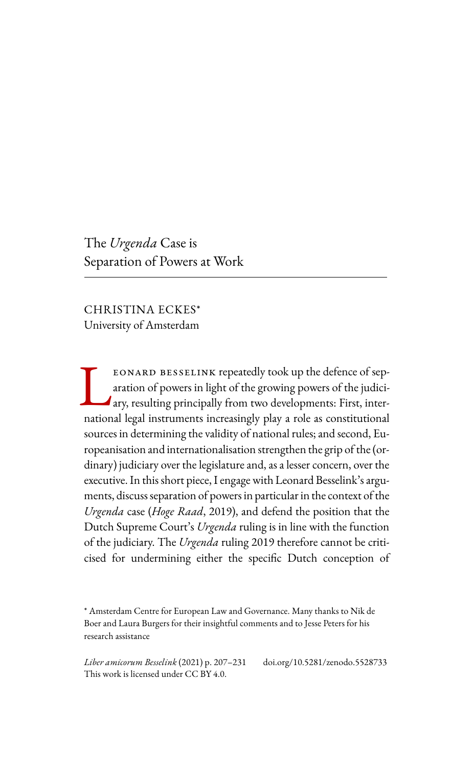# The *Urgenda* Case is Separation of Powers at Work

CHRISTINA ECKES*
University of Amsterdam

LEONARD BESSELINK repeatedly took up the defence of separation of powers in light of the growing powers of the judiciary, resulting principally from two developments: First, international legal instruments increasingly play a role as constitutional sources in determining the validity of national rules; and second, Europeanisation and internationalisation strengthen the grip of the (ordinary) judiciary over the legislature and, as a lesser concern, over the executive. In this short piece, I engage with Leonard Besselink's arguments, discuss separation of powers in particular in the context of the *Urgenda* case (*Hoge Raad*, 2019), and defend the position that the Dutch Supreme Court's *Urgenda* ruling is in line with the function of the judiciary. The *Urgenda* ruling 2019 therefore cannot be criticised for undermining either the specific Dutch conception of

\* Amsterdam Centre for European Law and Governance. Many thanks to Nik de Boer and Laura Burgers for their insightful comments and to Jesse Peters for his research assistance

*Liber amicorum Besselink* (2021) p. 207–231 doi.org/10.5281/zenodo.5528733
This work is licensed under CC BY 4.0.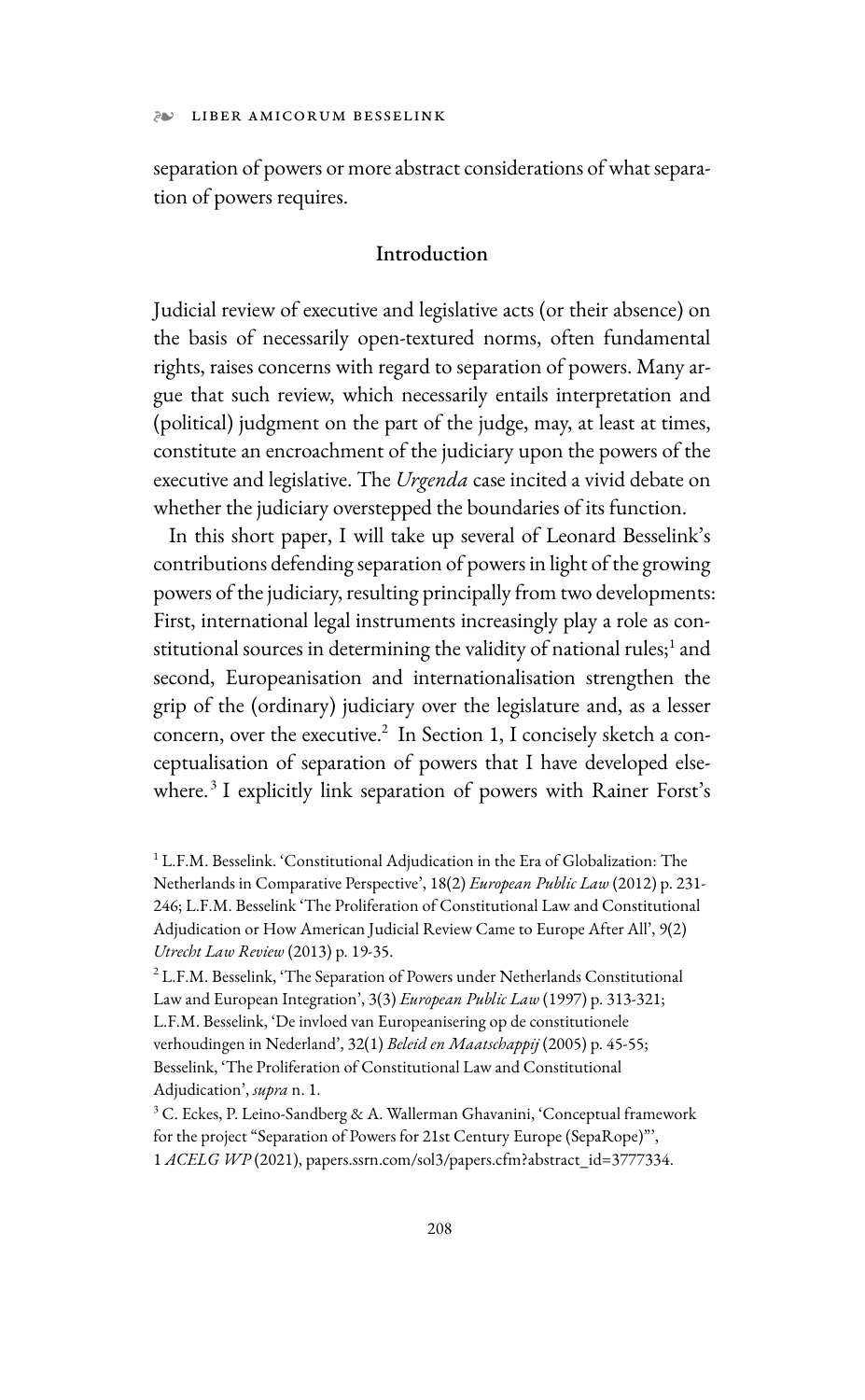separation of powers or more abstract considerations of what separation of powers requires.

## Introduction

Judicial review of executive and legislative acts (or their absence) on the basis of necessarily open-textured norms, often fundamental rights, raises concerns with regard to separation of powers. Many argue that such review, which necessarily entails interpretation and (political) judgment on the part of the judge, may, at least at times, constitute an encroachment of the judiciary upon the powers of the executive and legislative. The *Urgenda* case incited a vivid debate on whether the judiciary overstepped the boundaries of its function.

In this short paper, I will take up several of Leonard Besselink's contributions defending separation of powers in light of the growing powers of the judiciary, resulting principally from two developments: First, international legal instruments increasingly play a role as constitutional sources in determining the validity of national rules;[1] and second, Europeanisation and internationalisation strengthen the grip of the (ordinary) judiciary over the legislature and, as a lesser concern, over the executive.[2] In Section 1, I concisely sketch a conceptualisation of separation of powers that I have developed elsewhere.[3] I explicitly link separation of powers with Rainer Forst's

---

[1] L.F.M. Besselink. 'Constitutional Adjudication in the Era of Globalization: The Netherlands in Comparative Perspective', 18(2) *European Public Law* (2012) p. 231-246; L.F.M. Besselink 'The Proliferation of Constitutional Law and Constitutional Adjudication or How American Judicial Review Came to Europe After All', 9(2) *Utrecht Law Review* (2013) p. 19-35.

[2] L.F.M. Besselink, 'The Separation of Powers under Netherlands Constitutional Law and European Integration', 3(3) *European Public Law* (1997) p. 313-321; L.F.M. Besselink, 'De invloed van Europeanisering op de constitutionele verhoudingen in Nederland', 32(1) *Beleid en Maatschappij* (2005) p. 45-55; Besselink, 'The Proliferation of Constitutional Law and Constitutional Adjudication', *supra* n. 1.

[3] C. Eckes, P. Leino-Sandberg & A. Wallerman Ghavanini, 'Conceptual framework for the project "Separation of Powers for 21st Century Europe (SepaRope)"', 1 *ACELG WP* (2021), papers.ssrn.com/sol3/papers.cfm?abstract_id=3777334.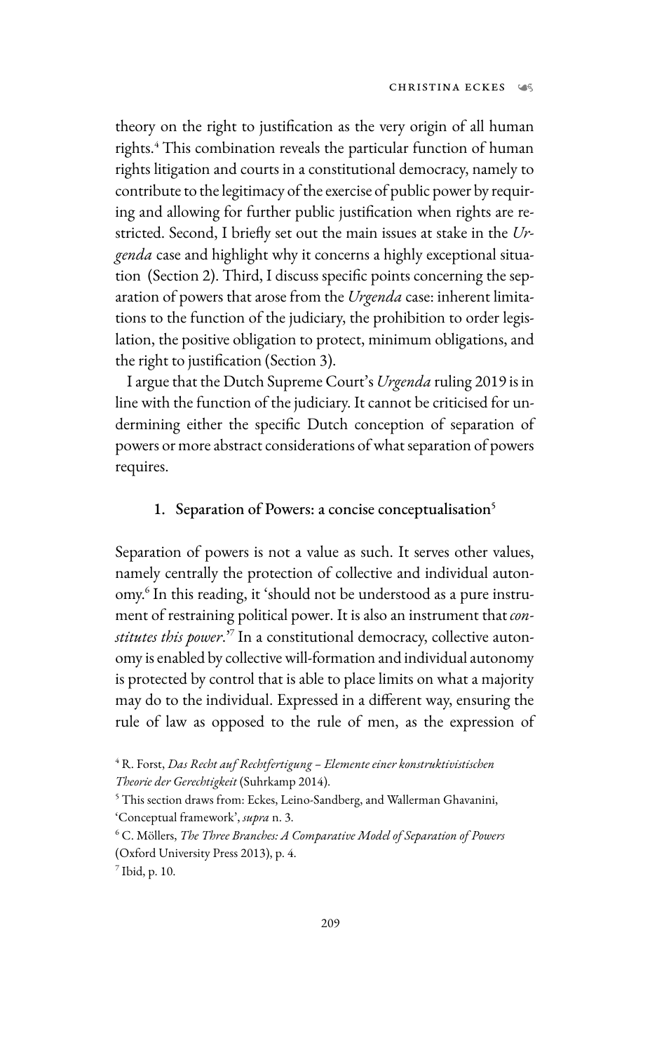theory on the right to justification as the very origin of all human rights.[4] This combination reveals the particular function of human rights litigation and courts in a constitutional democracy, namely to contribute to the legitimacy of the exercise of public power by requiring and allowing for further public justification when rights are restricted. Second, I briefly set out the main issues at stake in the *Urgenda* case and highlight why it concerns a highly exceptional situation (Section 2). Third, I discuss specific points concerning the separation of powers that arose from the *Urgenda* case: inherent limitations to the function of the judiciary, the prohibition to order legislation, the positive obligation to protect, minimum obligations, and the right to justification (Section 3).

I argue that the Dutch Supreme Court's *Urgenda* ruling 2019 is in line with the function of the judiciary. It cannot be criticised for undermining either the specific Dutch conception of separation of powers or more abstract considerations of what separation of powers requires.

## 1. Separation of Powers: a concise conceptualisation[5]

Separation of powers is not a value as such. It serves other values, namely centrally the protection of collective and individual autonomy.[6] In this reading, it 'should not be understood as a pure instrument of restraining political power. It is also an instrument that *constitutes this power*.'[7] In a constitutional democracy, collective autonomy is enabled by collective will-formation and individual autonomy is protected by control that is able to place limits on what a majority may do to the individual. Expressed in a different way, ensuring the rule of law as opposed to the rule of men, as the expression of

[4] R. Forst, *Das Recht auf Rechtfertigung – Elemente einer konstruktivistischen Theorie der Gerechtigkeit* (Suhrkamp 2014).

[5] This section draws from: Eckes, Leino-Sandberg, and Wallerman Ghavanini, 'Conceptual framework', *supra* n. 3.

[6] C. Möllers, *The Three Branches: A Comparative Model of Separation of Powers* (Oxford University Press 2013), p. 4.

[7] Ibid, p. 10.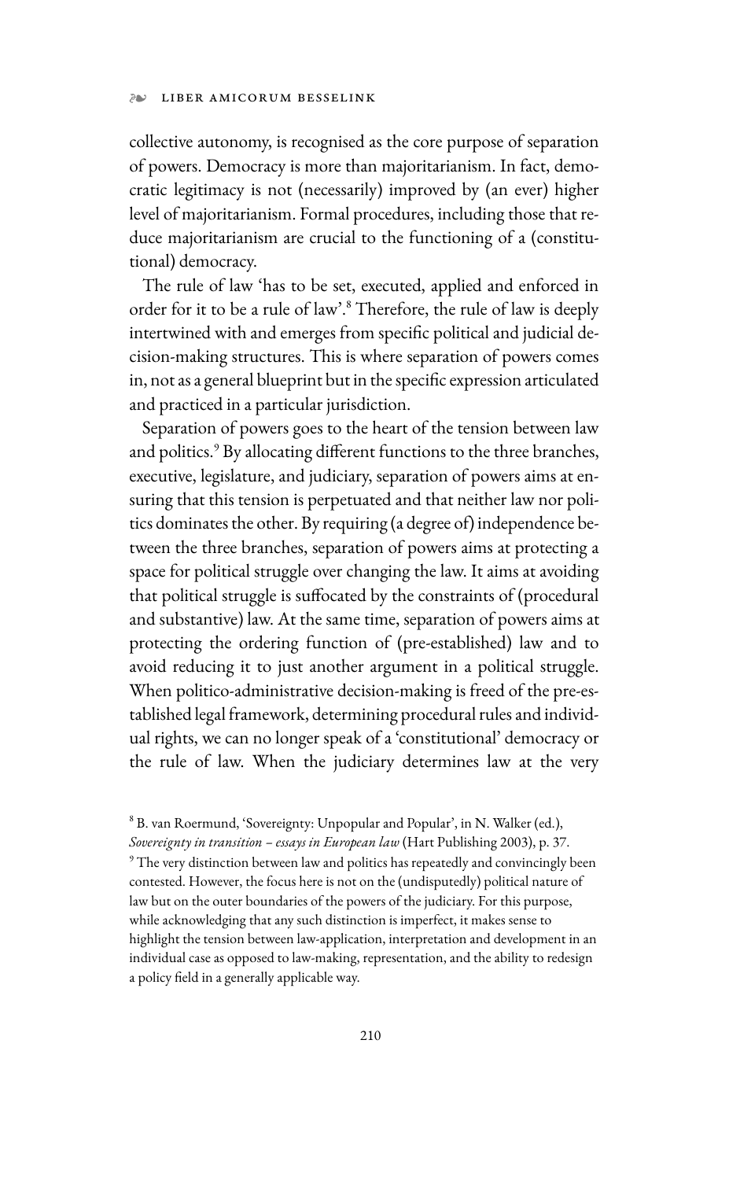collective autonomy, is recognised as the core purpose of separation of powers. Democracy is more than majoritarianism. In fact, democratic legitimacy is not (necessarily) improved by (an ever) higher level of majoritarianism. Formal procedures, including those that reduce majoritarianism are crucial to the functioning of a (constitutional) democracy.

The rule of law 'has to be set, executed, applied and enforced in order for it to be a rule of law'.[8] Therefore, the rule of law is deeply intertwined with and emerges from specific political and judicial decision-making structures. This is where separation of powers comes in, not as a general blueprint but in the specific expression articulated and practiced in a particular jurisdiction.

Separation of powers goes to the heart of the tension between law and politics.[9] By allocating different functions to the three branches, executive, legislature, and judiciary, separation of powers aims at ensuring that this tension is perpetuated and that neither law nor politics dominates the other. By requiring (a degree of) independence between the three branches, separation of powers aims at protecting a space for political struggle over changing the law. It aims at avoiding that political struggle is suffocated by the constraints of (procedural and substantive) law. At the same time, separation of powers aims at protecting the ordering function of (pre-established) law and to avoid reducing it to just another argument in a political struggle. When politico-administrative decision-making is freed of the pre-established legal framework, determining procedural rules and individual rights, we can no longer speak of a 'constitutional' democracy or the rule of law. When the judiciary determines law at the very

[8] B. van Roermund, 'Sovereignty: Unpopular and Popular', in N. Walker (ed.), *Sovereignty in transition – essays in European law* (Hart Publishing 2003), p. 37.

[9] The very distinction between law and politics has repeatedly and convincingly been contested. However, the focus here is not on the (undisputedly) political nature of law but on the outer boundaries of the powers of the judiciary. For this purpose, while acknowledging that any such distinction is imperfect, it makes sense to highlight the tension between law-application, interpretation and development in an individual case as opposed to law-making, representation, and the ability to redesign a policy field in a generally applicable way.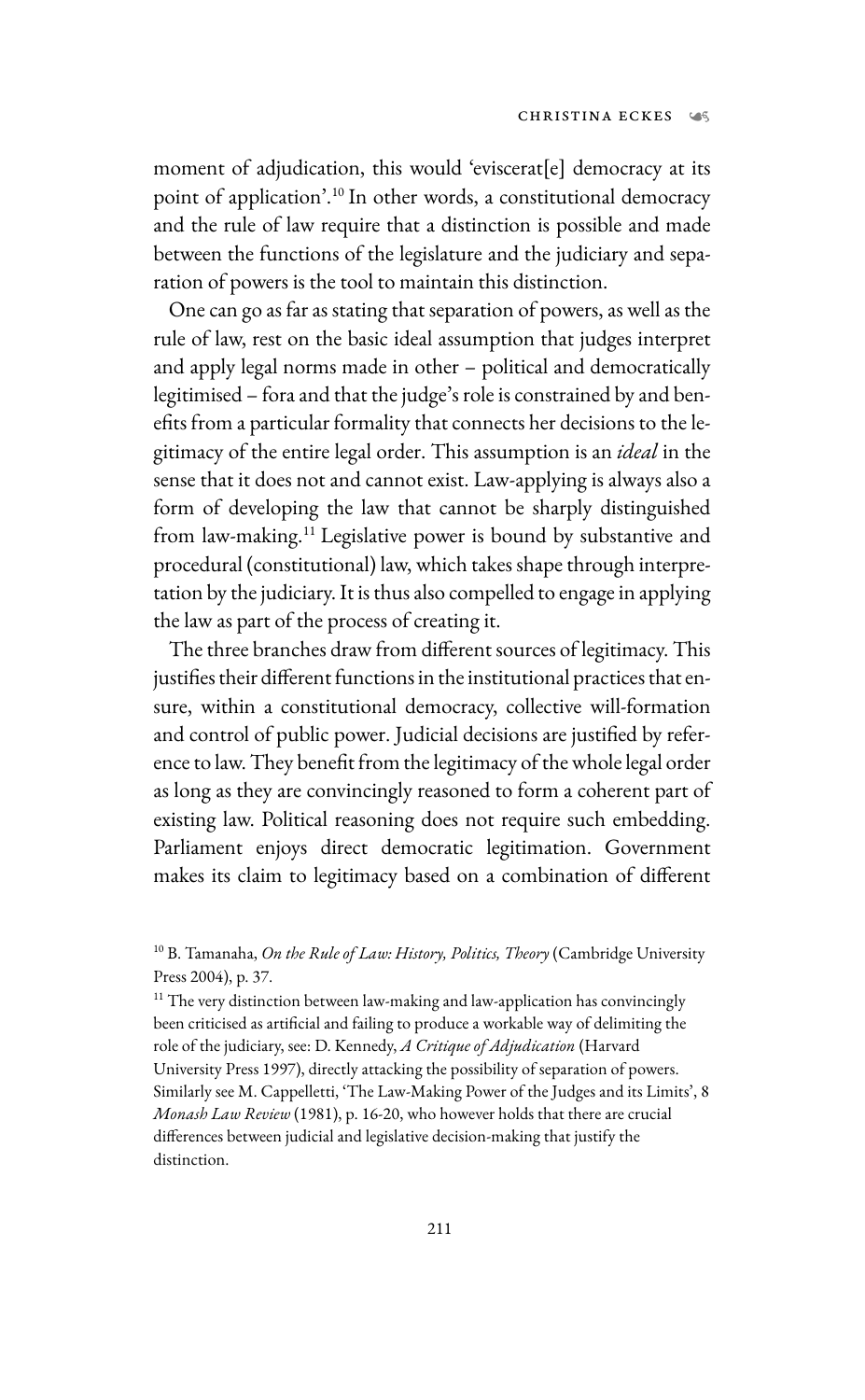moment of adjudication, this would 'eviscerat[e] democracy at its point of application'.[10] In other words, a constitutional democracy and the rule of law require that a distinction is possible and made between the functions of the legislature and the judiciary and separation of powers is the tool to maintain this distinction.

One can go as far as stating that separation of powers, as well as the rule of law, rest on the basic ideal assumption that judges interpret and apply legal norms made in other – political and democratically legitimised – fora and that the judge's role is constrained by and benefits from a particular formality that connects her decisions to the legitimacy of the entire legal order. This assumption is an *ideal* in the sense that it does not and cannot exist. Law-applying is always also a form of developing the law that cannot be sharply distinguished from law-making.[11] Legislative power is bound by substantive and procedural (constitutional) law, which takes shape through interpretation by the judiciary. It is thus also compelled to engage in applying the law as part of the process of creating it.

The three branches draw from different sources of legitimacy. This justifies their different functions in the institutional practices that ensure, within a constitutional democracy, collective will-formation and control of public power. Judicial decisions are justified by reference to law. They benefit from the legitimacy of the whole legal order as long as they are convincingly reasoned to form a coherent part of existing law. Political reasoning does not require such embedding. Parliament enjoys direct democratic legitimation. Government makes its claim to legitimacy based on a combination of different

---

[10] B. Tamanaha, *On the Rule of Law: History, Politics, Theory* (Cambridge University Press 2004), p. 37.

[11] The very distinction between law-making and law-application has convincingly been criticised as artificial and failing to produce a workable way of delimiting the role of the judiciary, see: D. Kennedy, *A Critique of Adjudication* (Harvard University Press 1997), directly attacking the possibility of separation of powers. Similarly see M. Cappelletti, 'The Law-Making Power of the Judges and its Limits', 8 *Monash Law Review* (1981), p. 16-20, who however holds that there are crucial differences between judicial and legislative decision-making that justify the distinction.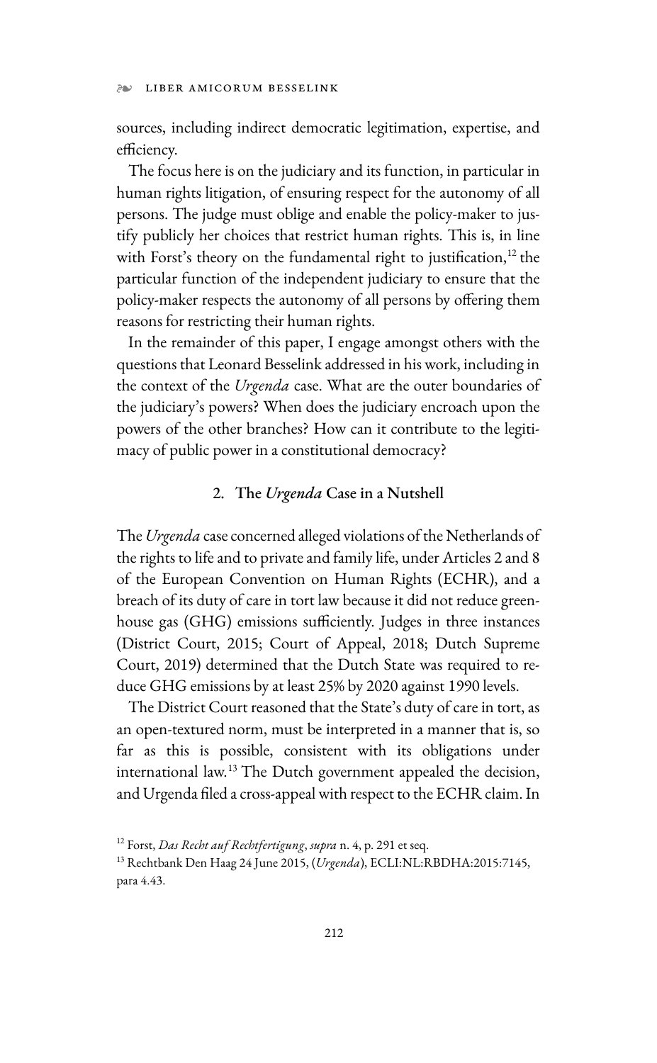sources, including indirect democratic legitimation, expertise, and efficiency.

The focus here is on the judiciary and its function, in particular in human rights litigation, of ensuring respect for the autonomy of all persons. The judge must oblige and enable the policy-maker to justify publicly her choices that restrict human rights. This is, in line with Forst's theory on the fundamental right to justification,[12] the particular function of the independent judiciary to ensure that the policy-maker respects the autonomy of all persons by offering them reasons for restricting their human rights.

In the remainder of this paper, I engage amongst others with the questions that Leonard Besselink addressed in his work, including in the context of the *Urgenda* case. What are the outer boundaries of the judiciary's powers? When does the judiciary encroach upon the powers of the other branches? How can it contribute to the legitimacy of public power in a constitutional democracy?

## 2. The *Urgenda* Case in a Nutshell

The *Urgenda* case concerned alleged violations of the Netherlands of the rights to life and to private and family life, under Articles 2 and 8 of the European Convention on Human Rights (ECHR), and a breach of its duty of care in tort law because it did not reduce greenhouse gas (GHG) emissions sufficiently. Judges in three instances (District Court, 2015; Court of Appeal, 2018; Dutch Supreme Court, 2019) determined that the Dutch State was required to reduce GHG emissions by at least 25% by 2020 against 1990 levels.

The District Court reasoned that the State's duty of care in tort, as an open-textured norm, must be interpreted in a manner that is, so far as this is possible, consistent with its obligations under international law.[13] The Dutch government appealed the decision, and Urgenda filed a cross-appeal with respect to the ECHR claim. In

---

[12] Forst, *Das Recht auf Rechtfertigung*, *supra* n. 4, p. 291 et seq.

[13] Rechtbank Den Haag 24 June 2015, (*Urgenda*), ECLI:NL:RBDHA:2015:7145, para 4.43.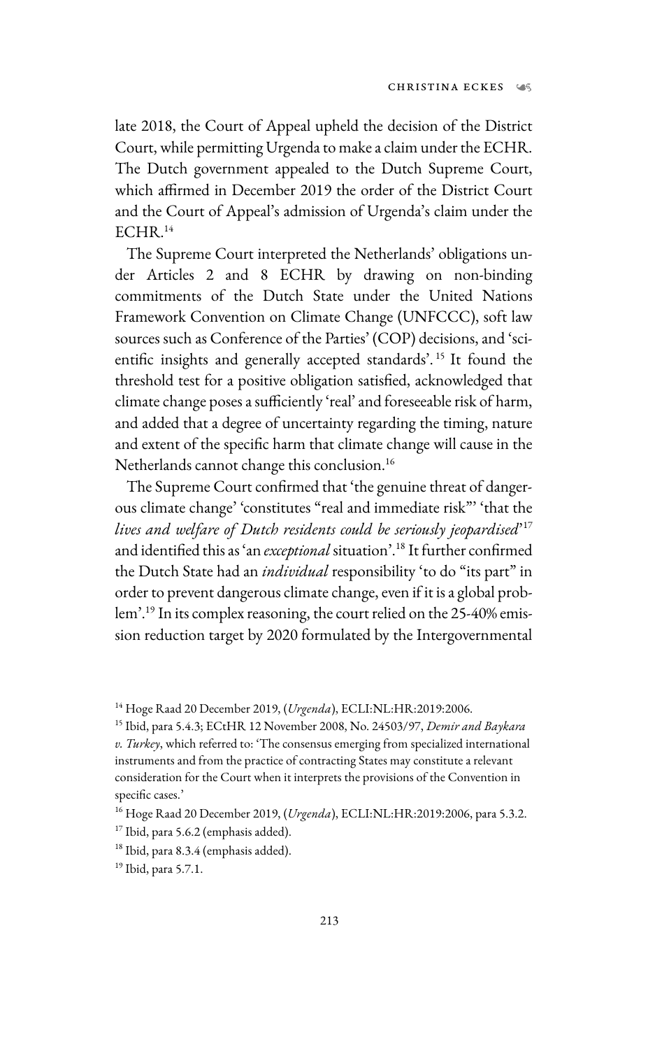late 2018, the Court of Appeal upheld the decision of the District Court, while permitting Urgenda to make a claim under the ECHR. The Dutch government appealed to the Dutch Supreme Court, which affirmed in December 2019 the order of the District Court and the Court of Appeal's admission of Urgenda's claim under the ECHR.[14]

The Supreme Court interpreted the Netherlands' obligations under Articles 2 and 8 ECHR by drawing on non-binding commitments of the Dutch State under the United Nations Framework Convention on Climate Change (UNFCCC), soft law sources such as Conference of the Parties' (COP) decisions, and 'scientific insights and generally accepted standards'.[15] It found the threshold test for a positive obligation satisfied, acknowledged that climate change poses a sufficiently 'real' and foreseeable risk of harm, and added that a degree of uncertainty regarding the timing, nature and extent of the specific harm that climate change will cause in the Netherlands cannot change this conclusion.[16]

The Supreme Court confirmed that 'the genuine threat of dangerous climate change' 'constitutes "real and immediate risk"' 'that the *lives and welfare of Dutch residents could be seriously jeopardised*'[17] and identified this as 'an *exceptional* situation'.[18] It further confirmed the Dutch State had an *individual* responsibility 'to do "its part" in order to prevent dangerous climate change, even if it is a global problem'.[19] In its complex reasoning, the court relied on the 25-40% emission reduction target by 2020 formulated by the Intergovernmental

---

[14] Hoge Raad 20 December 2019, (*Urgenda*), ECLI:NL:HR:2019:2006.

[15] Ibid, para 5.4.3; ECtHR 12 November 2008, No. 24503/97, *Demir and Baykara v. Turkey*, which referred to: 'The consensus emerging from specialized international instruments and from the practice of contracting States may constitute a relevant consideration for the Court when it interprets the provisions of the Convention in specific cases.'

[16] Hoge Raad 20 December 2019, (*Urgenda*), ECLI:NL:HR:2019:2006, para 5.3.2.

[17] Ibid, para 5.6.2 (emphasis added).

[18] Ibid, para 8.3.4 (emphasis added).

[19] Ibid, para 5.7.1.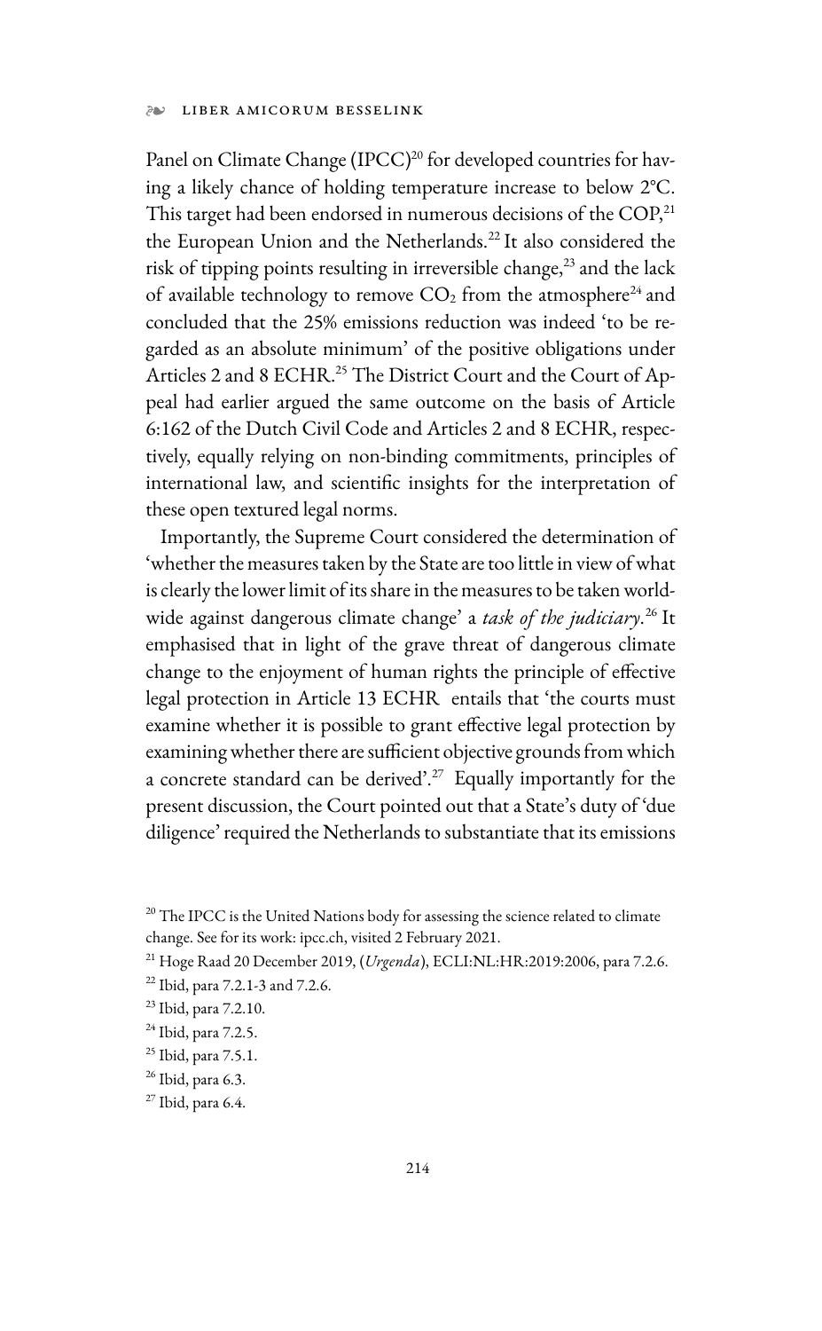Panel on Climate Change (IPCC)[20] for developed countries for having a likely chance of holding temperature increase to below 2°C. This target had been endorsed in numerous decisions of the COP,[21] the European Union and the Netherlands.[22] It also considered the risk of tipping points resulting in irreversible change,[23] and the lack of available technology to remove $CO_2$ from the atmosphere[24] and concluded that the 25% emissions reduction was indeed 'to be regarded as an absolute minimum' of the positive obligations under Articles 2 and 8 ECHR.[25] The District Court and the Court of Appeal had earlier argued the same outcome on the basis of Article 6:162 of the Dutch Civil Code and Articles 2 and 8 ECHR, respectively, equally relying on non-binding commitments, principles of international law, and scientific insights for the interpretation of these open textured legal norms.

Importantly, the Supreme Court considered the determination of 'whether the measures taken by the State are too little in view of what is clearly the lower limit of its share in the measures to be taken worldwide against dangerous climate change' a *task of the judiciary*.[26] It emphasised that in light of the grave threat of dangerous climate change to the enjoyment of human rights the principle of effective legal protection in Article 13 ECHR entails that 'the courts must examine whether it is possible to grant effective legal protection by examining whether there are sufficient objective grounds from which a concrete standard can be derived'.[27] Equally importantly for the present discussion, the Court pointed out that a State's duty of 'due diligence' required the Netherlands to substantiate that its emissions

[20] The IPCC is the United Nations body for assessing the science related to climate change. See for its work: ipcc.ch, visited 2 February 2021.

[21] Hoge Raad 20 December 2019, (*Urgenda*), ECLI:NL:HR:2019:2006, para 7.2.6.

[22] Ibid, para 7.2.1-3 and 7.2.6.

[23] Ibid, para 7.2.10.

[24] Ibid, para 7.2.5.

[25] Ibid, para 7.5.1.

[26] Ibid, para 6.3.

[27] Ibid, para 6.4.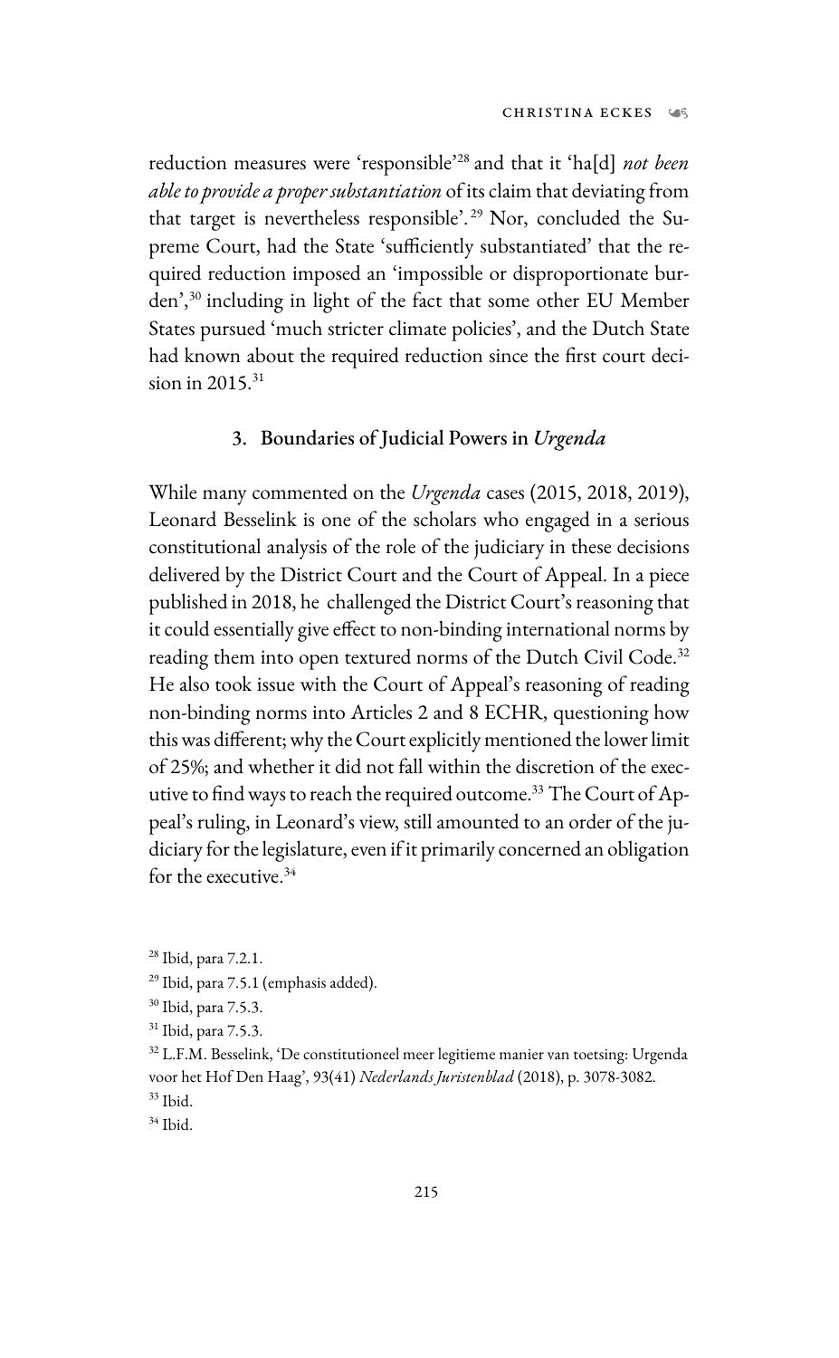reduction measures were 'responsible'[28] and that it 'ha[d] *not been able to provide a proper substantiation* of its claim that deviating from that target is nevertheless responsible'.[29] Nor, concluded the Supreme Court, had the State 'sufficiently substantiated' that the required reduction imposed an 'impossible or disproportionate burden',[30] including in light of the fact that some other EU Member States pursued 'much stricter climate policies', and the Dutch State had known about the required reduction since the first court decision in 2015.[31]

### 3. Boundaries of Judicial Powers in *Urgenda*

While many commented on the *Urgenda* cases (2015, 2018, 2019), Leonard Besselink is one of the scholars who engaged in a serious constitutional analysis of the role of the judiciary in these decisions delivered by the District Court and the Court of Appeal. In a piece published in 2018, he challenged the District Court's reasoning that it could essentially give effect to non-binding international norms by reading them into open textured norms of the Dutch Civil Code.[32] He also took issue with the Court of Appeal's reasoning of reading non-binding norms into Articles 2 and 8 ECHR, questioning how this was different; why the Court explicitly mentioned the lower limit of 25%; and whether it did not fall within the discretion of the executive to find ways to reach the required outcome.[33] The Court of Appeal's ruling, in Leonard's view, still amounted to an order of the judiciary for the legislature, even if it primarily concerned an obligation for the executive.[34]

[28] Ibid, para 7.2.1.

[29] Ibid, para 7.5.1 (emphasis added).

[30] Ibid, para 7.5.3.

[31] Ibid, para 7.5.3.

[32] L.F.M. Besselink, 'De constitutioneel meer legitieme manier van toetsing: Urgenda voor het Hof Den Haag', 93(41) *Nederlands Juristenblad* (2018), p. 3078-3082.

[33] Ibid.

[34] Ibid.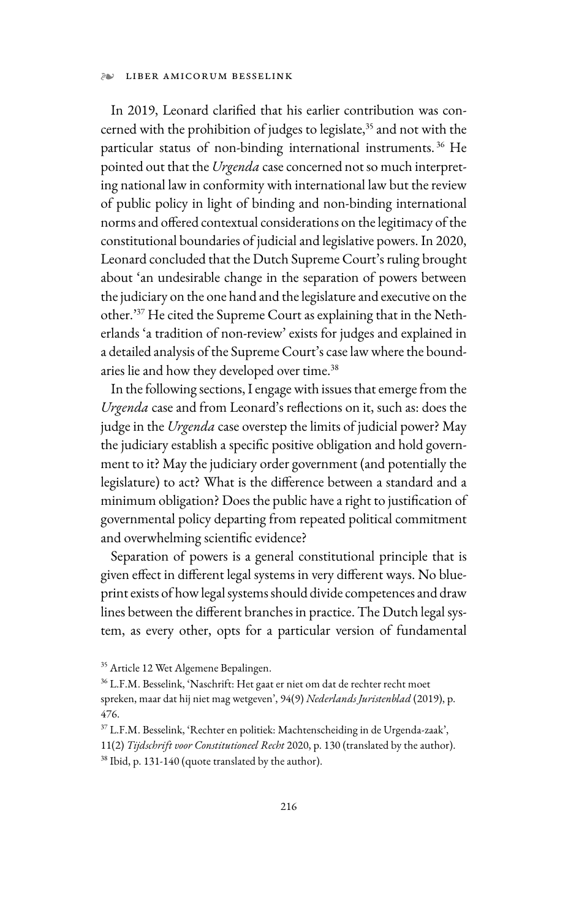In 2019, Leonard clarified that his earlier contribution was concerned with the prohibition of judges to legislate,[35] and not with the particular status of non-binding international instruments.[36] He pointed out that the *Urgenda* case concerned not so much interpreting national law in conformity with international law but the review of public policy in light of binding and non-binding international norms and offered contextual considerations on the legitimacy of the constitutional boundaries of judicial and legislative powers. In 2020, Leonard concluded that the Dutch Supreme Court's ruling brought about 'an undesirable change in the separation of powers between the judiciary on the one hand and the legislature and executive on the other.'[37] He cited the Supreme Court as explaining that in the Netherlands 'a tradition of non-review' exists for judges and explained in a detailed analysis of the Supreme Court's case law where the boundaries lie and how they developed over time.[38]

In the following sections, I engage with issues that emerge from the *Urgenda* case and from Leonard's reflections on it, such as: does the judge in the *Urgenda* case overstep the limits of judicial power? May the judiciary establish a specific positive obligation and hold government to it? May the judiciary order government (and potentially the legislature) to act? What is the difference between a standard and a minimum obligation? Does the public have a right to justification of governmental policy departing from repeated political commitment and overwhelming scientific evidence?

Separation of powers is a general constitutional principle that is given effect in different legal systems in very different ways. No blueprint exists of how legal systems should divide competences and draw lines between the different branches in practice. The Dutch legal system, as every other, opts for a particular version of fundamental

[35] Article 12 Wet Algemene Bepalingen.

[36] L.F.M. Besselink, 'Naschrift: Het gaat er niet om dat de rechter recht moet spreken, maar dat hij niet mag wetgeven', 94(9) *Nederlands Juristenblad* (2019), p. 476.

[37] L.F.M. Besselink, 'Rechter en politiek: Machtenscheiding in de Urgenda-zaak', 11(2) *Tijdschrift voor Constitutioneel Recht* 2020, p. 130 (translated by the author).

[38] Ibid, p. 131-140 (quote translated by the author).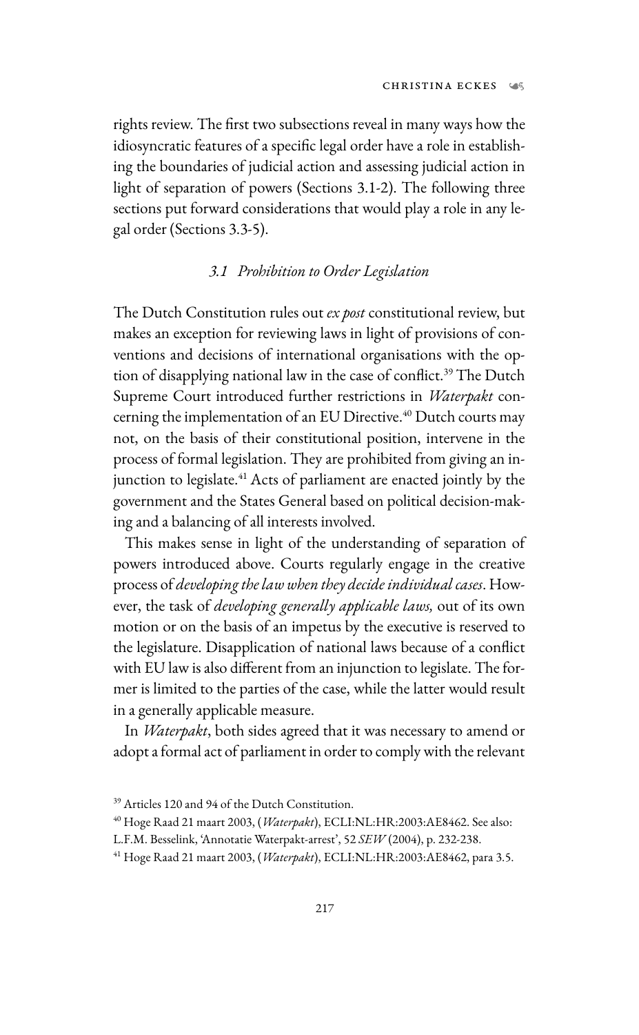rights review. The first two subsections reveal in many ways how the idiosyncratic features of a specific legal order have a role in establishing the boundaries of judicial action and assessing judicial action in light of separation of powers (Sections 3.1-2). The following three sections put forward considerations that would play a role in any legal order (Sections 3.3-5).

### *3.1 Prohibition to Order Legislation*

The Dutch Constitution rules out *ex post* constitutional review, but makes an exception for reviewing laws in light of provisions of conventions and decisions of international organisations with the option of disapplying national law in the case of conflict.[39] The Dutch Supreme Court introduced further restrictions in *Waterpakt* concerning the implementation of an EU Directive.[40] Dutch courts may not, on the basis of their constitutional position, intervene in the process of formal legislation. They are prohibited from giving an injunction to legislate.[41] Acts of parliament are enacted jointly by the government and the States General based on political decision-making and a balancing of all interests involved.

This makes sense in light of the understanding of separation of powers introduced above. Courts regularly engage in the creative process of *developing the law when they decide individual cases*. However, the task of *developing generally applicable laws,* out of its own motion or on the basis of an impetus by the executive is reserved to the legislature. Disapplication of national laws because of a conflict with EU law is also different from an injunction to legislate. The former is limited to the parties of the case, while the latter would result in a generally applicable measure.

In *Waterpakt*, both sides agreed that it was necessary to amend or adopt a formal act of parliament in order to comply with the relevant

[39] Articles 120 and 94 of the Dutch Constitution.

[40] Hoge Raad 21 maart 2003, (*Waterpakt*), ECLI:NL:HR:2003:AE8462. See also: L.F.M. Besselink, 'Annotatie Waterpakt-arrest', 52 *SEW* (2004), p. 232-238.

[41] Hoge Raad 21 maart 2003, (*Waterpakt*), ECLI:NL:HR:2003:AE8462, para 3.5.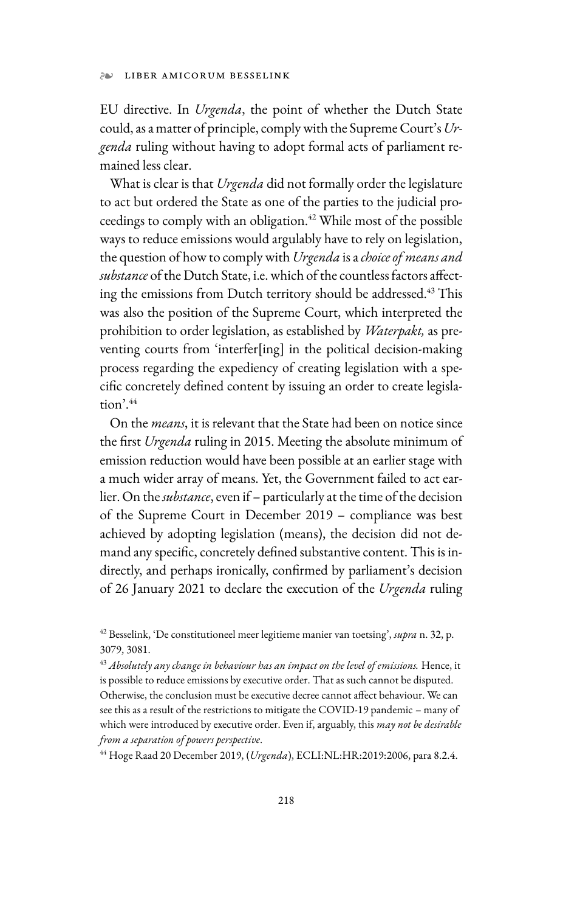EU directive. In *Urgenda*, the point of whether the Dutch State could, as a matter of principle, comply with the Supreme Court's *Urgenda* ruling without having to adopt formal acts of parliament remained less clear.

What is clear is that *Urgenda* did not formally order the legislature to act but ordered the State as one of the parties to the judicial proceedings to comply with an obligation.[42] While most of the possible ways to reduce emissions would argulably have to rely on legislation, the question of how to comply with *Urgenda* is a *choice of means and substance* of the Dutch State, i.e. which of the countless factors affecting the emissions from Dutch territory should be addressed.[43] This was also the position of the Supreme Court, which interpreted the prohibition to order legislation, as established by *Waterpakt,* as preventing courts from 'interfer[ing] in the political decision-making process regarding the expediency of creating legislation with a specific concretely defined content by issuing an order to create legislation'.[44]

On the *means*, it is relevant that the State had been on notice since the first *Urgenda* ruling in 2015. Meeting the absolute minimum of emission reduction would have been possible at an earlier stage with a much wider array of means. Yet, the Government failed to act earlier. On the *substance*, even if – particularly at the time of the decision of the Supreme Court in December 2019 – compliance was best achieved by adopting legislation (means), the decision did not demand any specific, concretely defined substantive content. This is indirectly, and perhaps ironically, confirmed by parliament's decision of 26 January 2021 to declare the execution of the *Urgenda* ruling

[42] Besselink, 'De constitutioneel meer legitieme manier van toetsing', *supra* n. 32, p. 3079, 3081.

[43] *Absolutely any change in behaviour has an impact on the level of emissions.* Hence, it is possible to reduce emissions by executive order. That as such cannot be disputed. Otherwise, the conclusion must be executive decree cannot affect behaviour. We can see this as a result of the restrictions to mitigate the COVID-19 pandemic – many of which were introduced by executive order. Even if, arguably, this *may not be desirable from a separation of powers perspective*.

[44] Hoge Raad 20 December 2019, (*Urgenda*), ECLI:NL:HR:2019:2006, para 8.2.4.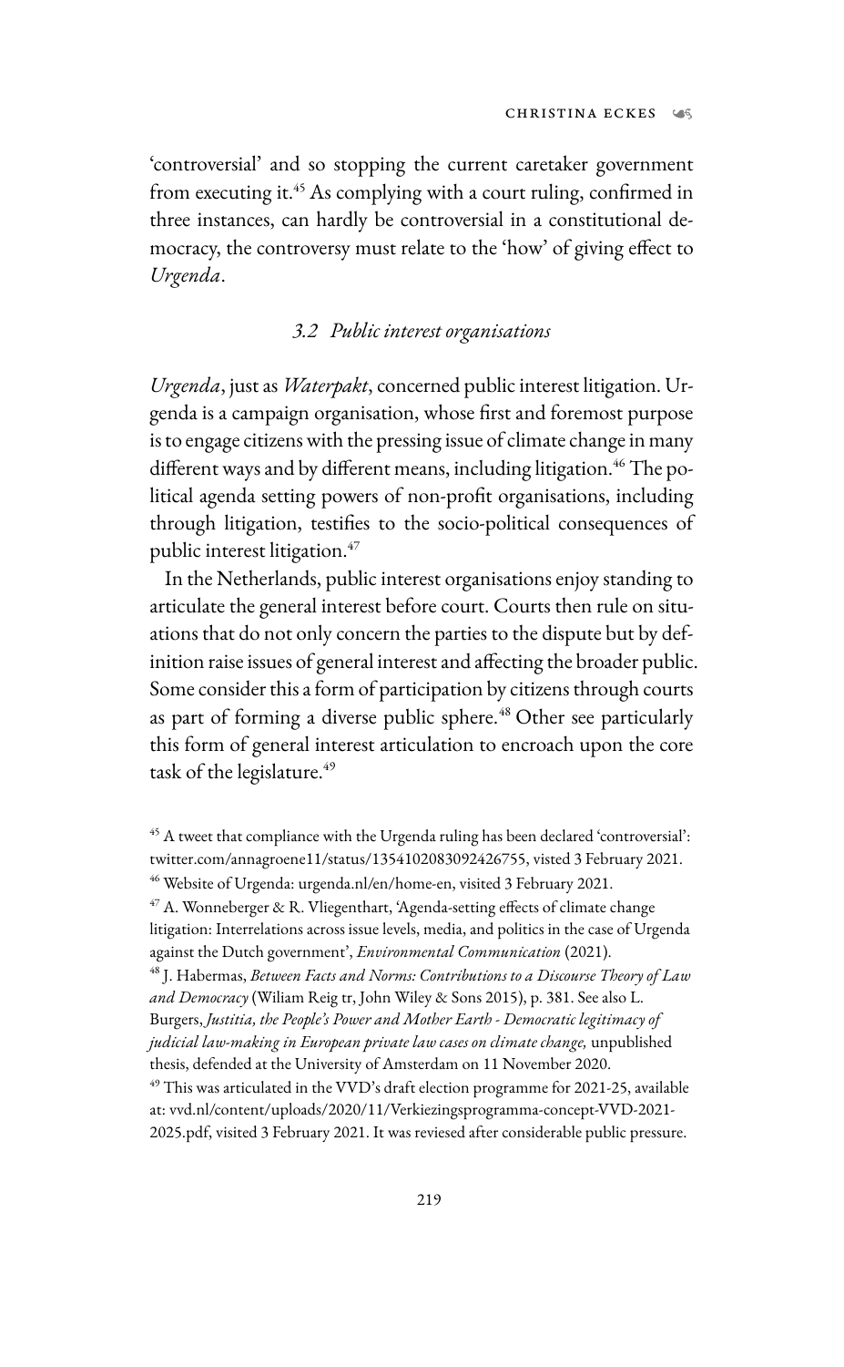'controversial' and so stopping the current caretaker government from executing it.[45] As complying with a court ruling, confirmed in three instances, can hardly be controversial in a constitutional democracy, the controversy must relate to the 'how' of giving effect to *Urgenda*.

### *3.2 Public interest organisations*

*Urgenda*, just as *Waterpakt*, concerned public interest litigation. Urgenda is a campaign organisation, whose first and foremost purpose is to engage citizens with the pressing issue of climate change in many different ways and by different means, including litigation.[46] The political agenda setting powers of non-profit organisations, including through litigation, testifies to the socio-political consequences of public interest litigation.[47]

In the Netherlands, public interest organisations enjoy standing to articulate the general interest before court. Courts then rule on situations that do not only concern the parties to the dispute but by definition raise issues of general interest and affecting the broader public. Some consider this a form of participation by citizens through courts as part of forming a diverse public sphere.[48] Other see particularly this form of general interest articulation to encroach upon the core task of the legislature.[49]

---

[45] A tweet that compliance with the Urgenda ruling has been declared 'controversial': twitter.com/annagroene11/status/1354102083092426755, visted 3 February 2021.

[46] Website of Urgenda: urgenda.nl/en/home-en, visited 3 February 2021.

[47] A. Wonneberger & R. Vliegenthart, 'Agenda-setting effects of climate change litigation: Interrelations across issue levels, media, and politics in the case of Urgenda against the Dutch government', *Environmental Communication* (2021).

[48] J. Habermas, *Between Facts and Norms: Contributions to a Discourse Theory of Law and Democracy* (Wiliam Reig tr, John Wiley & Sons 2015), p. 381. See also L. Burgers, *Justitia, the People's Power and Mother Earth - Democratic legitimacy of judicial law-making in European private law cases on climate change,* unpublished thesis, defended at the University of Amsterdam on 11 November 2020.

[49] This was articulated in the VVD's draft election programme for 2021-25, available at: vvd.nl/content/uploads/2020/11/Verkiezingsprogramma-concept-VVD-2021-2025.pdf, visited 3 February 2021. It was reviesed after considerable public pressure.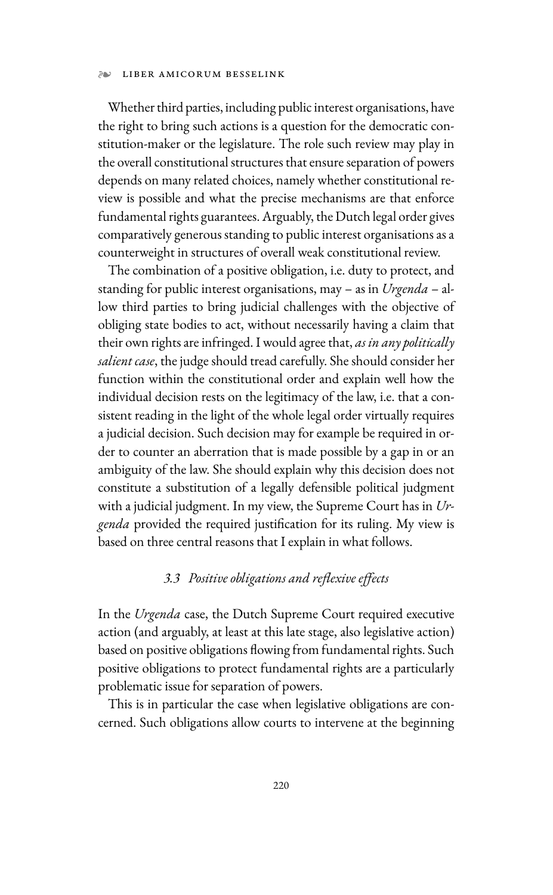Whether third parties, including public interest organisations, have the right to bring such actions is a question for the democratic constitution-maker or the legislature. The role such review may play in the overall constitutional structures that ensure separation of powers depends on many related choices, namely whether constitutional review is possible and what the precise mechanisms are that enforce fundamental rights guarantees. Arguably, the Dutch legal order gives comparatively generous standing to public interest organisations as a counterweight in structures of overall weak constitutional review.

The combination of a positive obligation, i.e. duty to protect, and standing for public interest organisations, may – as in *Urgenda* – allow third parties to bring judicial challenges with the objective of obliging state bodies to act, without necessarily having a claim that their own rights are infringed. I would agree that, *as in any politically salient case*, the judge should tread carefully. She should consider her function within the constitutional order and explain well how the individual decision rests on the legitimacy of the law, i.e. that a consistent reading in the light of the whole legal order virtually requires a judicial decision. Such decision may for example be required in order to counter an aberration that is made possible by a gap in or an ambiguity of the law. She should explain why this decision does not constitute a substitution of a legally defensible political judgment with a judicial judgment. In my view, the Supreme Court has in *Urgenda* provided the required justification for its ruling. My view is based on three central reasons that I explain in what follows.

### *3.3 Positive obligations and reflexive effects*

In the *Urgenda* case, the Dutch Supreme Court required executive action (and arguably, at least at this late stage, also legislative action) based on positive obligations flowing from fundamental rights. Such positive obligations to protect fundamental rights are a particularly problematic issue for separation of powers.

This is in particular the case when legislative obligations are concerned. Such obligations allow courts to intervene at the beginning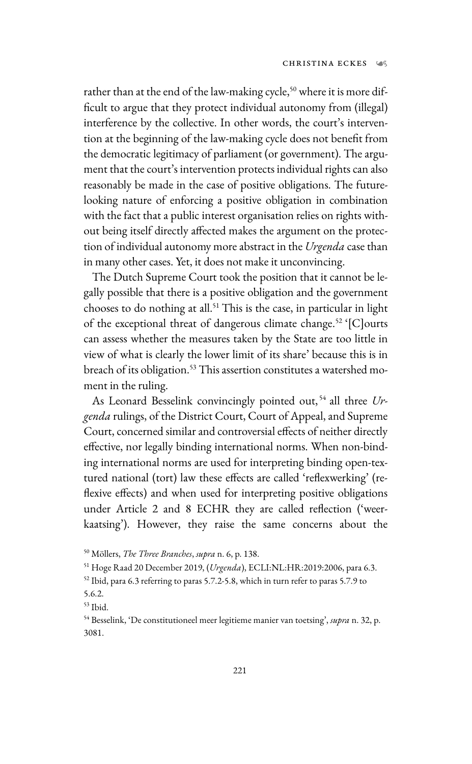rather than at the end of the law-making cycle,[50] where it is more difficult to argue that they protect individual autonomy from (illegal) interference by the collective. In other words, the court's intervention at the beginning of the law-making cycle does not benefit from the democratic legitimacy of parliament (or government). The argument that the court's intervention protects individual rights can also reasonably be made in the case of positive obligations. The future-looking nature of enforcing a positive obligation in combination with the fact that a public interest organisation relies on rights without being itself directly affected makes the argument on the protection of individual autonomy more abstract in the *Urgenda* case than in many other cases. Yet, it does not make it unconvincing.

The Dutch Supreme Court took the position that it cannot be legally possible that there is a positive obligation and the government chooses to do nothing at all.[51] This is the case, in particular in light of the exceptional threat of dangerous climate change.[52] '[C]ourts can assess whether the measures taken by the State are too little in view of what is clearly the lower limit of its share' because this is in breach of its obligation.[53] This assertion constitutes a watershed moment in the ruling.

As Leonard Besselink convincingly pointed out,[54] all three *Urgenda* rulings, of the District Court, Court of Appeal, and Supreme Court, concerned similar and controversial effects of neither directly effective, nor legally binding international norms. When non-binding international norms are used for interpreting binding open-textured national (tort) law these effects are called 'reflexwerking' (reflexive effects) and when used for interpreting positive obligations under Article 2 and 8 ECHR they are called reflection ('weerkaatsing'). However, they raise the same concerns about the

[50] Möllers, *The Three Branches*, *supra* n. 6, p. 138.

[51] Hoge Raad 20 December 2019, (*Urgenda*), ECLI:NL:HR:2019:2006, para 6.3.

[52] Ibid, para 6.3 referring to paras 5.7.2-5.8, which in turn refer to paras 5.7.9 to 5.6.2.

[53] Ibid.

[54] Besselink, 'De constitutioneel meer legitieme manier van toetsing', *supra* n. 32, p. 3081.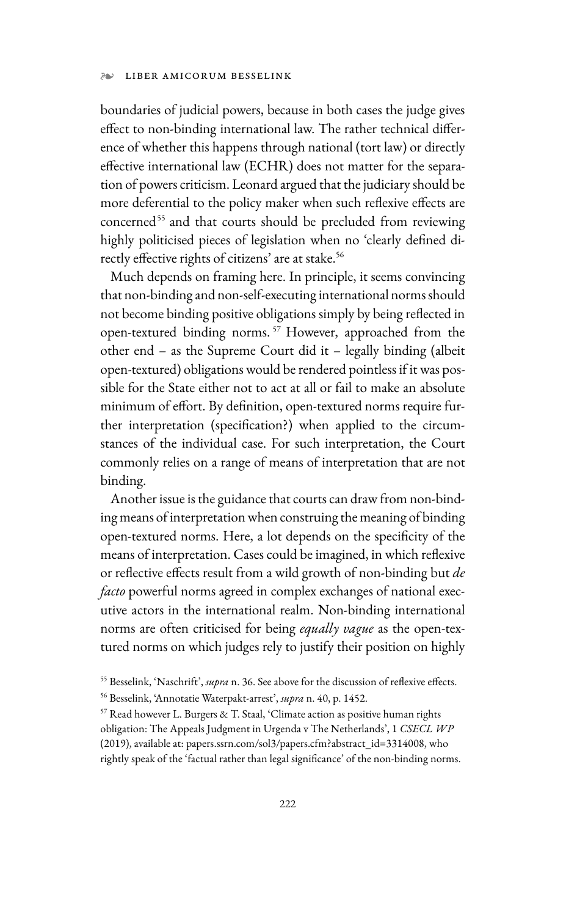boundaries of judicial powers, because in both cases the judge gives effect to non-binding international law. The rather technical difference of whether this happens through national (tort law) or directly effective international law (ECHR) does not matter for the separation of powers criticism. Leonard argued that the judiciary should be more deferential to the policy maker when such reflexive effects are concerned[55] and that courts should be precluded from reviewing highly politicised pieces of legislation when no 'clearly defined directly effective rights of citizens' are at stake.[56]

Much depends on framing here. In principle, it seems convincing that non-binding and non-self-executing international norms should not become binding positive obligations simply by being reflected in open-textured binding norms.[57] However, approached from the other end – as the Supreme Court did it – legally binding (albeit open-textured) obligations would be rendered pointless if it was possible for the State either not to act at all or fail to make an absolute minimum of effort. By definition, open-textured norms require further interpretation (specification?) when applied to the circumstances of the individual case. For such interpretation, the Court commonly relies on a range of means of interpretation that are not binding.

Another issue is the guidance that courts can draw from non-binding means of interpretation when construing the meaning of binding open-textured norms. Here, a lot depends on the specificity of the means of interpretation. Cases could be imagined, in which reflexive or reflective effects result from a wild growth of non-binding but *de facto* powerful norms agreed in complex exchanges of national executive actors in the international realm. Non-binding international norms are often criticised for being *equally vague* as the open-textured norms on which judges rely to justify their position on highly

[55] Besselink, 'Naschrift', *supra* n. 36. See above for the discussion of reflexive effects.

[56] Besselink, 'Annotatie Waterpakt-arrest', *supra* n. 40, p. 1452.

[57] Read however L. Burgers & T. Staal, 'Climate action as positive human rights obligation: The Appeals Judgment in Urgenda v The Netherlands', 1 *CSECL WP* (2019), available at: papers.ssrn.com/sol3/papers.cfm?abstract_id=3314008, who rightly speak of the 'factual rather than legal significance' of the non-binding norms.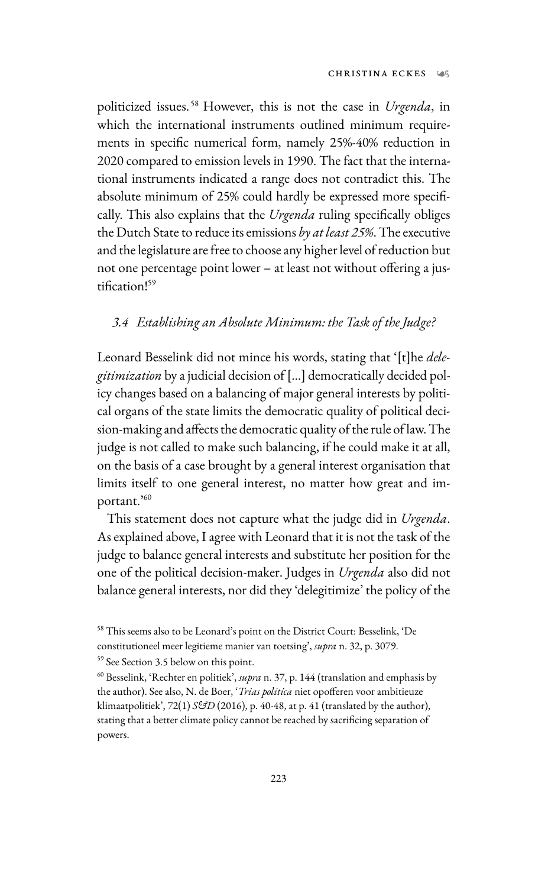politicized issues.[58] However, this is not the case in *Urgenda*, in which the international instruments outlined minimum requirements in specific numerical form, namely 25%-40% reduction in 2020 compared to emission levels in 1990. The fact that the international instruments indicated a range does not contradict this. The absolute minimum of 25% could hardly be expressed more specifically. This also explains that the *Urgenda* ruling specifically obliges the Dutch State to reduce its emissions *by at least 25%*. The executive and the legislature are free to choose any higher level of reduction but not one percentage point lower – at least not without offering a justification![59]

### *3.4 Establishing an Absolute Minimum: the Task of the Judge?*

Leonard Besselink did not mince his words, stating that '[t]he *delegitimization* by a judicial decision of [...] democratically decided policy changes based on a balancing of major general interests by political organs of the state limits the democratic quality of political decision-making and affects the democratic quality of the rule of law. The judge is not called to make such balancing, if he could make it at all, on the basis of a case brought by a general interest organisation that limits itself to one general interest, no matter how great and important.'[60]

This statement does not capture what the judge did in *Urgenda*. As explained above, I agree with Leonard that it is not the task of the judge to balance general interests and substitute her position for the one of the political decision-maker. Judges in *Urgenda* also did not balance general interests, nor did they 'delegitimize' the policy of the

---

[58] This seems also to be Leonard's point on the District Court: Besselink, 'De constitutioneel meer legitieme manier van toetsing', *supra* n. 32, p. 3079.

[59] See Section 3.5 below on this point.

[60] Besselink, 'Rechter en politiek', *supra* n. 37, p. 144 (translation and emphasis by the author). See also, N. de Boer, '*Trias politica* niet opofferen voor ambitieuze klimaatpolitiek', 72(1) *S&D* (2016), p. 40-48, at p. 41 (translated by the author), stating that a better climate policy cannot be reached by sacrificing separation of powers.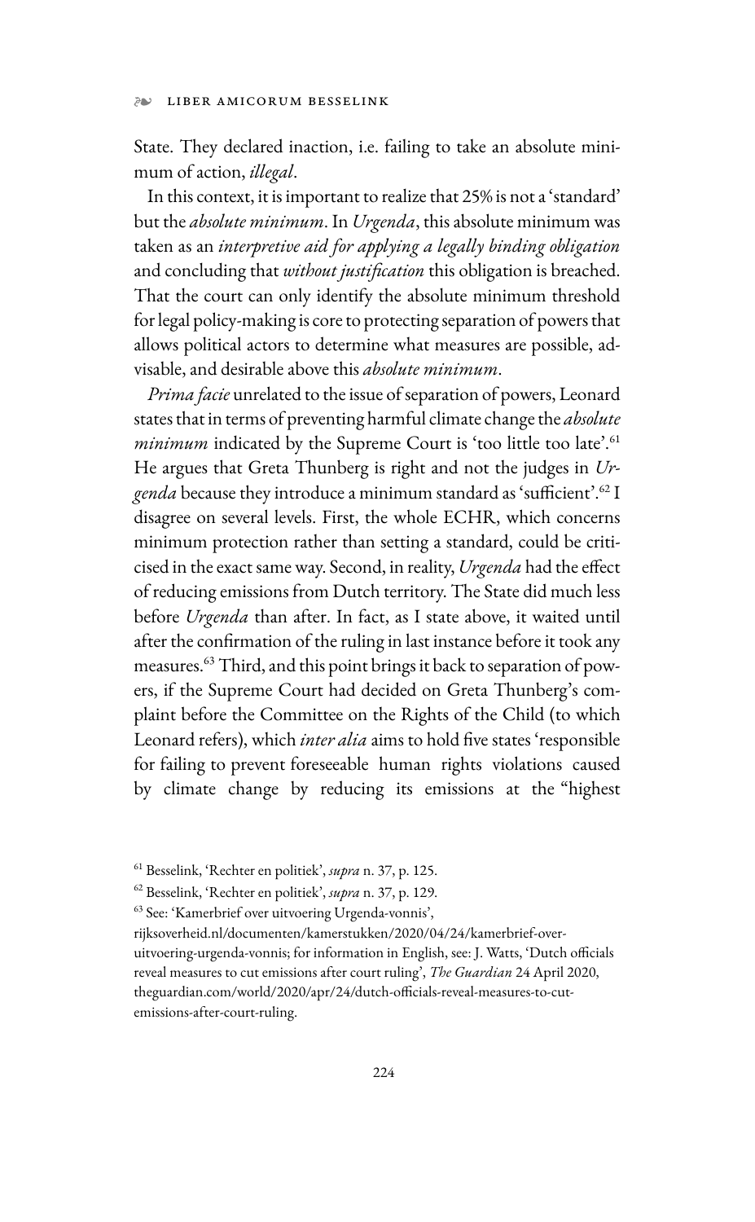State. They declared inaction, i.e. failing to take an absolute minimum of action, *illegal*.

In this context, it is important to realize that 25% is not a 'standard' but the *absolute minimum*. In *Urgenda*, this absolute minimum was taken as an *interpretive aid for applying a legally binding obligation* and concluding that *without justification* this obligation is breached. That the court can only identify the absolute minimum threshold for legal policy-making is core to protecting separation of powers that allows political actors to determine what measures are possible, advisable, and desirable above this *absolute minimum*.

*Prima facie* unrelated to the issue of separation of powers, Leonard states that in terms of preventing harmful climate change the *absolute minimum* indicated by the Supreme Court is 'too little too late'.[61] He argues that Greta Thunberg is right and not the judges in *Urgenda* because they introduce a minimum standard as 'sufficient'.[62] I disagree on several levels. First, the whole ECHR, which concerns minimum protection rather than setting a standard, could be criticised in the exact same way. Second, in reality, *Urgenda* had the effect of reducing emissions from Dutch territory. The State did much less before *Urgenda* than after. In fact, as I state above, it waited until after the confirmation of the ruling in last instance before it took any measures.[63] Third, and this point brings it back to separation of powers, if the Supreme Court had decided on Greta Thunberg's complaint before the Committee on the Rights of the Child (to which Leonard refers), which *inter alia* aims to hold five states 'responsible for failing to prevent foreseeable human rights violations caused by climate change by reducing its emissions at the "highest

---

[61] Besselink, 'Rechter en politiek', *supra* n. 37, p. 125.

[62] Besselink, 'Rechter en politiek', *supra* n. 37, p. 129.

[63] See: 'Kamerbrief over uitvoering Urgenda-vonnis', rijksoverheid.nl/documenten/kamerstukken/2020/04/24/kamerbrief-over-uitvoering-urgenda-vonnis; for information in English, see: J. Watts, 'Dutch officials reveal measures to cut emissions after court ruling', *The Guardian* 24 April 2020, theguardian.com/world/2020/apr/24/dutch-officials-reveal-measures-to-cut-emissions-after-court-ruling.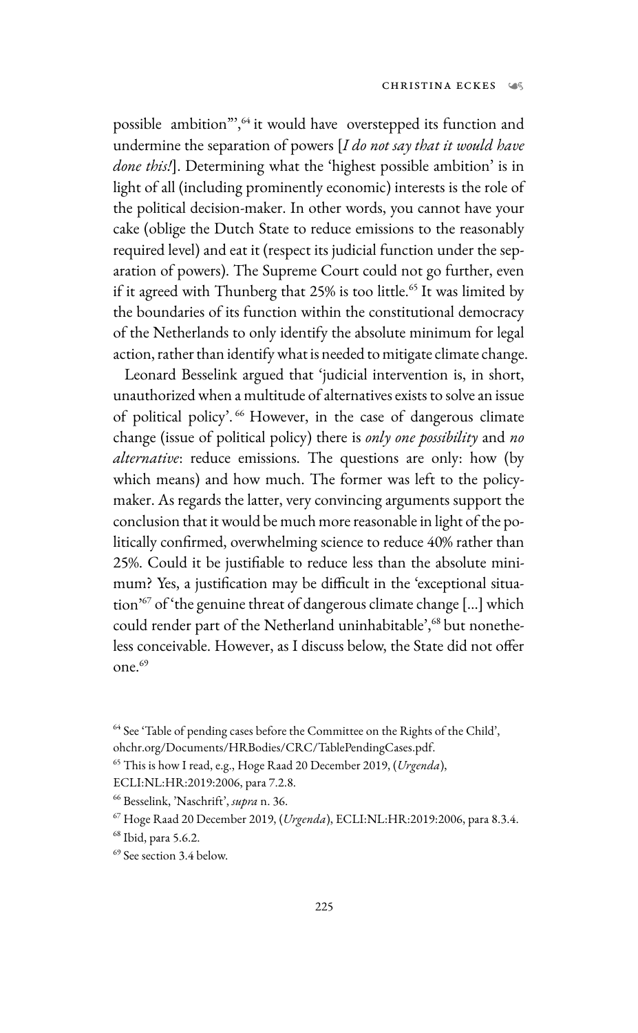possible ambition"',[64] it would have overstepped its function and undermine the separation of powers [*I do not say that it would have done this!*]. Determining what the 'highest possible ambition' is in light of all (including prominently economic) interests is the role of the political decision-maker. In other words, you cannot have your cake (oblige the Dutch State to reduce emissions to the reasonably required level) and eat it (respect its judicial function under the separation of powers). The Supreme Court could not go further, even if it agreed with Thunberg that 25% is too little.[65] It was limited by the boundaries of its function within the constitutional democracy of the Netherlands to only identify the absolute minimum for legal action, rather than identify what is needed to mitigate climate change.

Leonard Besselink argued that 'judicial intervention is, in short, unauthorized when a multitude of alternatives exists to solve an issue of political policy'.[66] However, in the case of dangerous climate change (issue of political policy) there is *only one possibility* and *no alternative*: reduce emissions. The questions are only: how (by which means) and how much. The former was left to the policy-maker. As regards the latter, very convincing arguments support the conclusion that it would be much more reasonable in light of the politically confirmed, overwhelming science to reduce 40% rather than 25%. Could it be justifiable to reduce less than the absolute minimum? Yes, a justification may be difficult in the 'exceptional situation'[67] of 'the genuine threat of dangerous climate change [...] which could render part of the Netherland uninhabitable',[68] but nonetheless conceivable. However, as I discuss below, the State did not offer one.[69]

---

[64] See 'Table of pending cases before the Committee on the Rights of the Child', ohchr.org/Documents/HRBodies/CRC/TablePendingCases.pdf.

[65] This is how I read, e.g., Hoge Raad 20 December 2019, (*Urgenda*), ECLI:NL:HR:2019:2006, para 7.2.8.

[66] Besselink, 'Naschrift', *supra* n. 36.

[67] Hoge Raad 20 December 2019, (*Urgenda*), ECLI:NL:HR:2019:2006, para 8.3.4.

[68] Ibid, para 5.6.2.

[69] See section 3.4 below.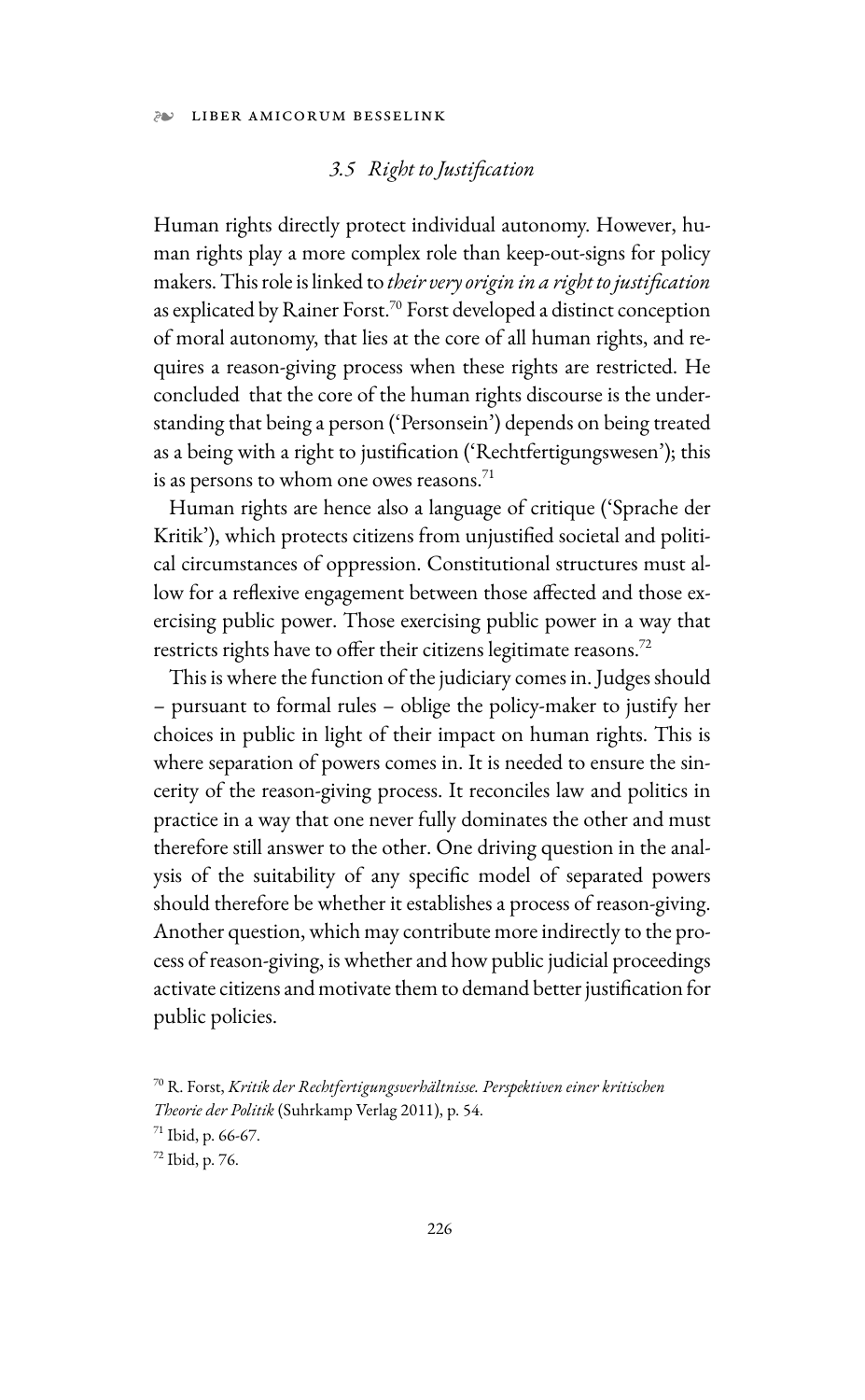### *3.5 Right to Justification*

Human rights directly protect individual autonomy. However, human rights play a more complex role than keep-out-signs for policy makers. This role is linked to *their very origin in a right to justification* as explicated by Rainer Forst.[70] Forst developed a distinct conception of moral autonomy, that lies at the core of all human rights, and requires a reason-giving process when these rights are restricted. He concluded that the core of the human rights discourse is the understanding that being a person ('Personsein') depends on being treated as a being with a right to justification ('Rechtfertigungswesen'); this is as persons to whom one owes reasons.[71]

Human rights are hence also a language of critique ('Sprache der Kritik'), which protects citizens from unjustified societal and political circumstances of oppression. Constitutional structures must allow for a reflexive engagement between those affected and those exercising public power. Those exercising public power in a way that restricts rights have to offer their citizens legitimate reasons.[72]

This is where the function of the judiciary comes in. Judges should – pursuant to formal rules – oblige the policy-maker to justify her choices in public in light of their impact on human rights. This is where separation of powers comes in. It is needed to ensure the sincerity of the reason-giving process. It reconciles law and politics in practice in a way that one never fully dominates the other and must therefore still answer to the other. One driving question in the analysis of the suitability of any specific model of separated powers should therefore be whether it establishes a process of reason-giving. Another question, which may contribute more indirectly to the process of reason-giving, is whether and how public judicial proceedings activate citizens and motivate them to demand better justification for public policies.

[70] R. Forst, *Kritik der Rechtfertigungsverhältnisse. Perspektiven einer kritischen Theorie der Politik* (Suhrkamp Verlag 2011), p. 54.

[71] Ibid, p. 66-67.

[72] Ibid, p. 76.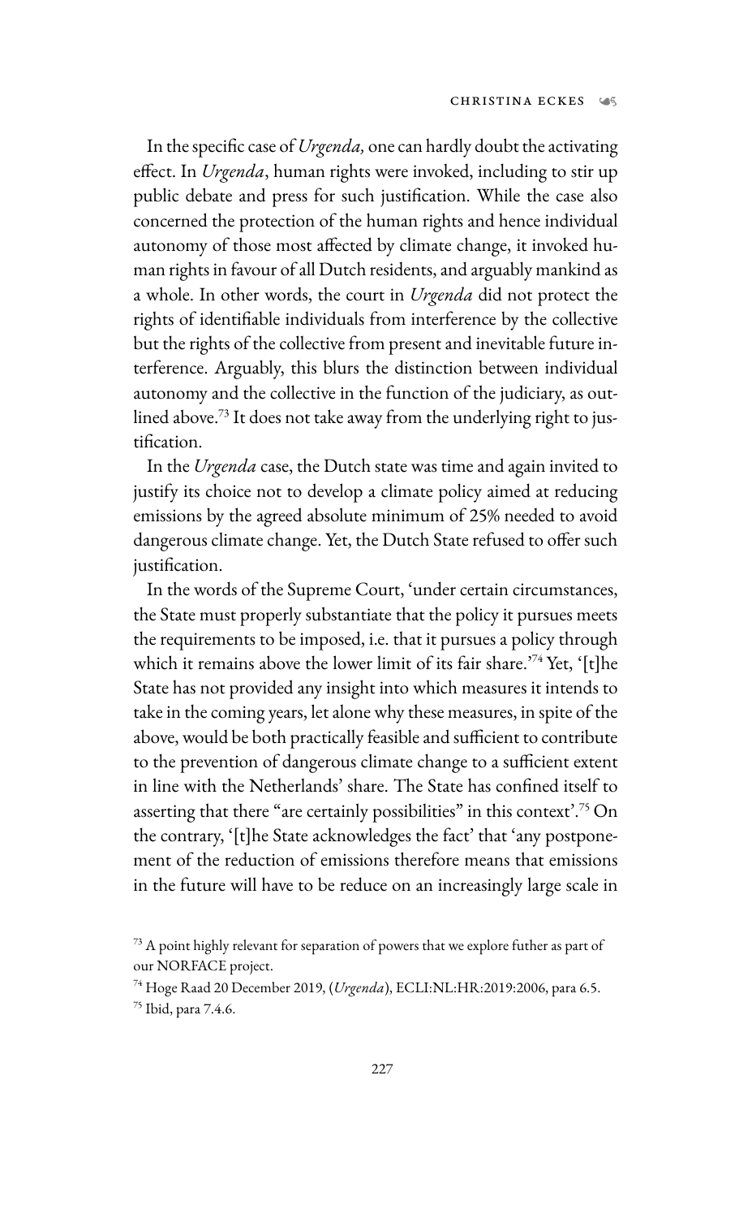In the specific case of *Urgenda,* one can hardly doubt the activating effect. In *Urgenda*, human rights were invoked, including to stir up public debate and press for such justification. While the case also concerned the protection of the human rights and hence individual autonomy of those most affected by climate change, it invoked human rights in favour of all Dutch residents, and arguably mankind as a whole. In other words, the court in *Urgenda* did not protect the rights of identifiable individuals from interference by the collective but the rights of the collective from present and inevitable future interference. Arguably, this blurs the distinction between individual autonomy and the collective in the function of the judiciary, as outlined above.[73] It does not take away from the underlying right to justification.

In the *Urgenda* case, the Dutch state was time and again invited to justify its choice not to develop a climate policy aimed at reducing emissions by the agreed absolute minimum of 25% needed to avoid dangerous climate change. Yet, the Dutch State refused to offer such justification.

In the words of the Supreme Court, 'under certain circumstances, the State must properly substantiate that the policy it pursues meets the requirements to be imposed, i.e. that it pursues a policy through which it remains above the lower limit of its fair share.'[74] Yet, '[t]he State has not provided any insight into which measures it intends to take in the coming years, let alone why these measures, in spite of the above, would be both practically feasible and sufficient to contribute to the prevention of dangerous climate change to a sufficient extent in line with the Netherlands' share. The State has confined itself to asserting that there "are certainly possibilities" in this context'.[75] On the contrary, '[t]he State acknowledges the fact' that 'any postponement of the reduction of emissions therefore means that emissions in the future will have to be reduce on an increasingly large scale in

[73] A point highly relevant for separation of powers that we explore futher as part of our NORFACE project.

[74] Hoge Raad 20 December 2019, (*Urgenda*), ECLI:NL:HR:2019:2006, para 6.5.

[75] Ibid, para 7.4.6.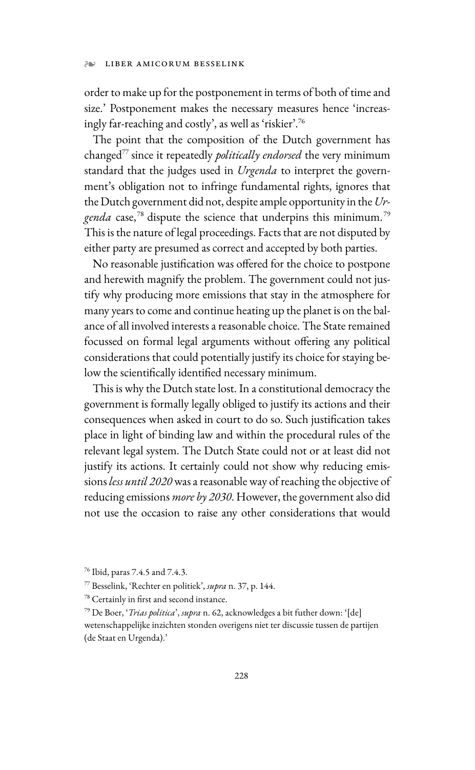order to make up for the postponement in terms of both of time and size.' Postponement makes the necessary measures hence 'increasingly far-reaching and costly', as well as 'riskier'.[76]

The point that the composition of the Dutch government has changed[77] since it repeatedly *politically endorsed* the very minimum standard that the judges used in *Urgenda* to interpret the government's obligation not to infringe fundamental rights, ignores that the Dutch government did not, despite ample opportunity in the *Urgenda* case,[78] dispute the science that underpins this minimum.[79] This is the nature of legal proceedings. Facts that are not disputed by either party are presumed as correct and accepted by both parties.

No reasonable justification was offered for the choice to postpone and herewith magnify the problem. The government could not justify why producing more emissions that stay in the atmosphere for many years to come and continue heating up the planet is on the balance of all involved interests a reasonable choice. The State remained focussed on formal legal arguments without offering any political considerations that could potentially justify its choice for staying below the scientifically identified necessary minimum.

This is why the Dutch state lost. In a constitutional democracy the government is formally legally obliged to justify its actions and their consequences when asked in court to do so. Such justification takes place in light of binding law and within the procedural rules of the relevant legal system. The Dutch State could not or at least did not justify its actions. It certainly could not show why reducing emissions *less until 2020* was a reasonable way of reaching the objective of reducing emissions *more by 2030*. However, the government also did not use the occasion to raise any other considerations that would

---

[76] Ibid, paras 7.4.5 and 7.4.3.

[77] Besselink, 'Rechter en politiek', *supra* n. 37, p. 144.

[78] Certainly in first and second instance.

[79] De Boer, '*Trias politica*', *supra* n. 62, acknowledges a bit futher down: '[de] wetenschappelijke inzichten stonden overigens niet ter discussie tussen de partijen (de Staat en Urgenda).'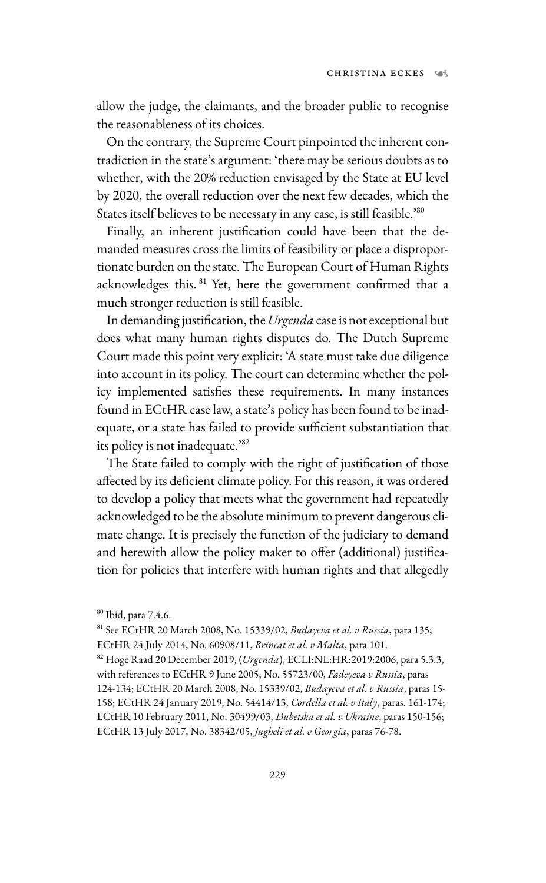allow the judge, the claimants, and the broader public to recognise the reasonableness of its choices.

On the contrary, the Supreme Court pinpointed the inherent contradiction in the state's argument: 'there may be serious doubts as to whether, with the 20% reduction envisaged by the State at EU level by 2020, the overall reduction over the next few decades, which the States itself believes to be necessary in any case, is still feasible.'[80]

Finally, an inherent justification could have been that the demanded measures cross the limits of feasibility or place a disproportionate burden on the state. The European Court of Human Rights acknowledges this.[81] Yet, here the government confirmed that a much stronger reduction is still feasible.

In demanding justification, the *Urgenda* case is not exceptional but does what many human rights disputes do. The Dutch Supreme Court made this point very explicit: 'A state must take due diligence into account in its policy. The court can determine whether the policy implemented satisfies these requirements. In many instances found in ECtHR case law, a state's policy has been found to be inadequate, or a state has failed to provide sufficient substantiation that its policy is not inadequate.'[82]

The State failed to comply with the right of justification of those affected by its deficient climate policy. For this reason, it was ordered to develop a policy that meets what the government had repeatedly acknowledged to be the absolute minimum to prevent dangerous climate change. It is precisely the function of the judiciary to demand and herewith allow the policy maker to offer (additional) justification for policies that interfere with human rights and that allegedly

[80] Ibid, para 7.4.6.

[81] See ECtHR 20 March 2008, No. 15339/02, *Budayeva et al. v Russia*, para 135; ECtHR 24 July 2014, No. 60908/11, *Brincat et al. v Malta*, para 101.

[82] Hoge Raad 20 December 2019, (*Urgenda*), ECLI:NL:HR:2019:2006, para 5.3.3, with references to ECtHR 9 June 2005, No. 55723/00, *Fadeyeva v Russia*, paras 124-134; ECtHR 20 March 2008, No. 15339/02, *Budayeva et al. v Russia*, paras 15-158; ECtHR 24 January 2019, No. 54414/13, *Cordella et al. v Italy*, paras. 161-174; ECtHR 10 February 2011, No. 30499/03, *Dubetska et al. v Ukraine*, paras 150-156; ECtHR 13 July 2017, No. 38342/05, *Jugheli et al. v Georgia*, paras 76-78.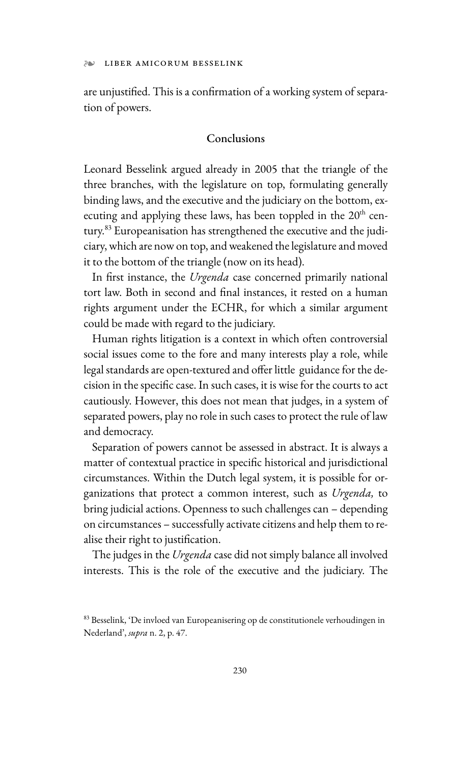are unjustified. This is a confirmation of a working system of separation of powers.

## Conclusions

Leonard Besselink argued already in 2005 that the triangle of the three branches, with the legislature on top, formulating generally binding laws, and the executive and the judiciary on the bottom, executing and applying these laws, has been toppled in the 20th century.[83] Europeanisation has strengthened the executive and the judiciary, which are now on top, and weakened the legislature and moved it to the bottom of the triangle (now on its head).

In first instance, the *Urgenda* case concerned primarily national tort law. Both in second and final instances, it rested on a human rights argument under the ECHR, for which a similar argument could be made with regard to the judiciary.

Human rights litigation is a context in which often controversial social issues come to the fore and many interests play a role, while legal standards are open-textured and offer little guidance for the decision in the specific case. In such cases, it is wise for the courts to act cautiously. However, this does not mean that judges, in a system of separated powers, play no role in such cases to protect the rule of law and democracy.

Separation of powers cannot be assessed in abstract. It is always a matter of contextual practice in specific historical and jurisdictional circumstances. Within the Dutch legal system, it is possible for organizations that protect a common interest, such as *Urgenda,* to bring judicial actions. Openness to such challenges can – depending on circumstances – successfully activate citizens and help them to realise their right to justification.

The judges in the *Urgenda* case did not simply balance all involved interests. This is the role of the executive and the judiciary. The

[83] Besselink, 'De invloed van Europeanisering op de constitutionele verhoudingen in Nederland', *supra* n. 2, p. 47.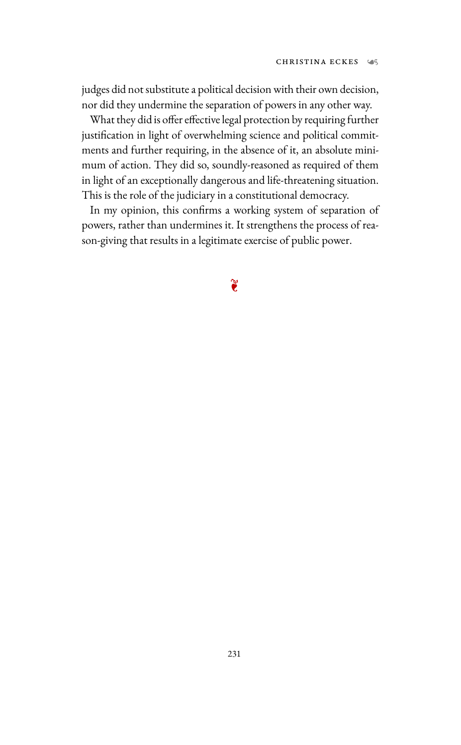judges did not substitute a political decision with their own decision, nor did they undermine the separation of powers in any other way.

What they did is offer effective legal protection by requiring further justification in light of overwhelming science and political commitments and further requiring, in the absence of it, an absolute minimum of action. They did so, soundly-reasoned as required of them in light of an exceptionally dangerous and life-threatening situation. This is the role of the judiciary in a constitutional democracy.

In my opinion, this confirms a working system of separation of powers, rather than undermines it. It strengthens the process of reason-giving that results in a legitimate exercise of public power.